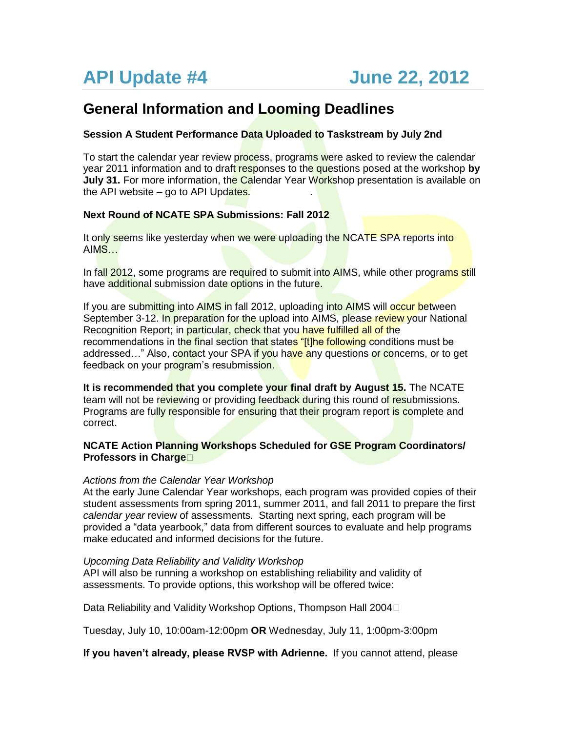# API Update #4 June 22, 2012

## General Information and Looming Deadlines

**Session A Student Performance Data Uploaded to Taskstream by July 2nd**

To start the calendar year review process, programs were asked to review the calendar year 2011 information and to draft responses to the questions posed at the workshop **by July 31.** For more information, the Calendar Year Workshop presentation is available on the API website – go to API Updates.

**Next Round of NCATE SPA Submissions: Fall 2012**

It only seems like yesterday when we were uploading the NCATE SPA reports into AIMS…

In fall 2012, some programs are required to submit into AIMS, while other programs still have additional submission date options in the future.

If you are submitting into AIMS in fall 2012, uploading into AIMS will occur between September 3-12. In preparation for the upload into AIMS, please review your National Recognition Report; in particular, check that you have fulfilled all of the recommendations in the final section that states "[t]he following conditions must be addressed…" Also, contact your SPA if you have any questions or concerns, or to get feedback on your program's resubmission.

**It is recommended that you complete your final draft by August 15.** The NCATE team will not be reviewing or providing feedback during this round of resubmissions. Programs are fully responsible for ensuring that their program report is complete and correct.

**NCATE Action Planning Workshops Scheduled for GSE Program Coordinators/ Professors in Charge**

*Actions from the Calendar Year Workshop*
At the early June Calendar Year workshops, each program was provided copies of their student assessments from spring 2011, summer 2011, and fall 2011 to prepare the first *calendar year* review of assessments. Starting next spring, each program will be provided a "data yearbook," data from different sources to evaluate and help programs make educated and informed decisions for the future.

*Upcoming Data Reliability and Validity Workshop*
API will also be running a workshop on establishing reliability and validity of assessments. To provide options, this workshop will be offered twice:

Data Reliability and Validity Workshop Options, Thompson Hall 2004

Tuesday, July 10, 10:00am-12:00pm **OR** Wednesday, July 11, 1:00pm-3:00pm

**If you haven't already, please RVSP with Adrienne.** If you cannot attend, please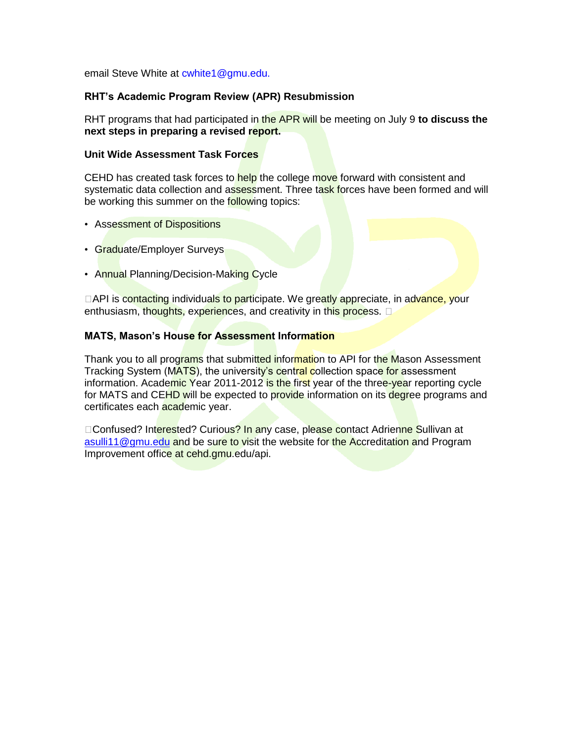email Steve White at cwhite1@gmu.edu.

**RHT's Academic Program Review (APR) Resubmission**

RHT programs that had participated in the APR will be meeting on July 9 **to discuss the next steps in preparing a revised report.**

**Unit Wide Assessment Task Forces**

CEHD has created task forces to help the college move forward with consistent and systematic data collection and assessment. Three task forces have been formed and will be working this summer on the following topics:

- Assessment of Dispositions
- Graduate/Employer Surveys
- Annual Planning/Decision-Making Cycle

API is contacting individuals to participate. We greatly appreciate, in advance, your enthusiasm, thoughts, experiences, and creativity in this process.

**MATS, Mason's House for Assessment Information**

Thank you to all programs that submitted information to API for the Mason Assessment Tracking System (MATS), the university's central collection space for assessment information. Academic Year 2011-2012 is the first year of the three-year reporting cycle for MATS and CEHD will be expected to provide information on its degree programs and certificates each academic year.

Confused? Interested? Curious? In any case, please contact Adrienne Sullivan at asulli11@gmu.edu and be sure to visit the website for the Accreditation and Program Improvement office at cehd.gmu.edu/api.